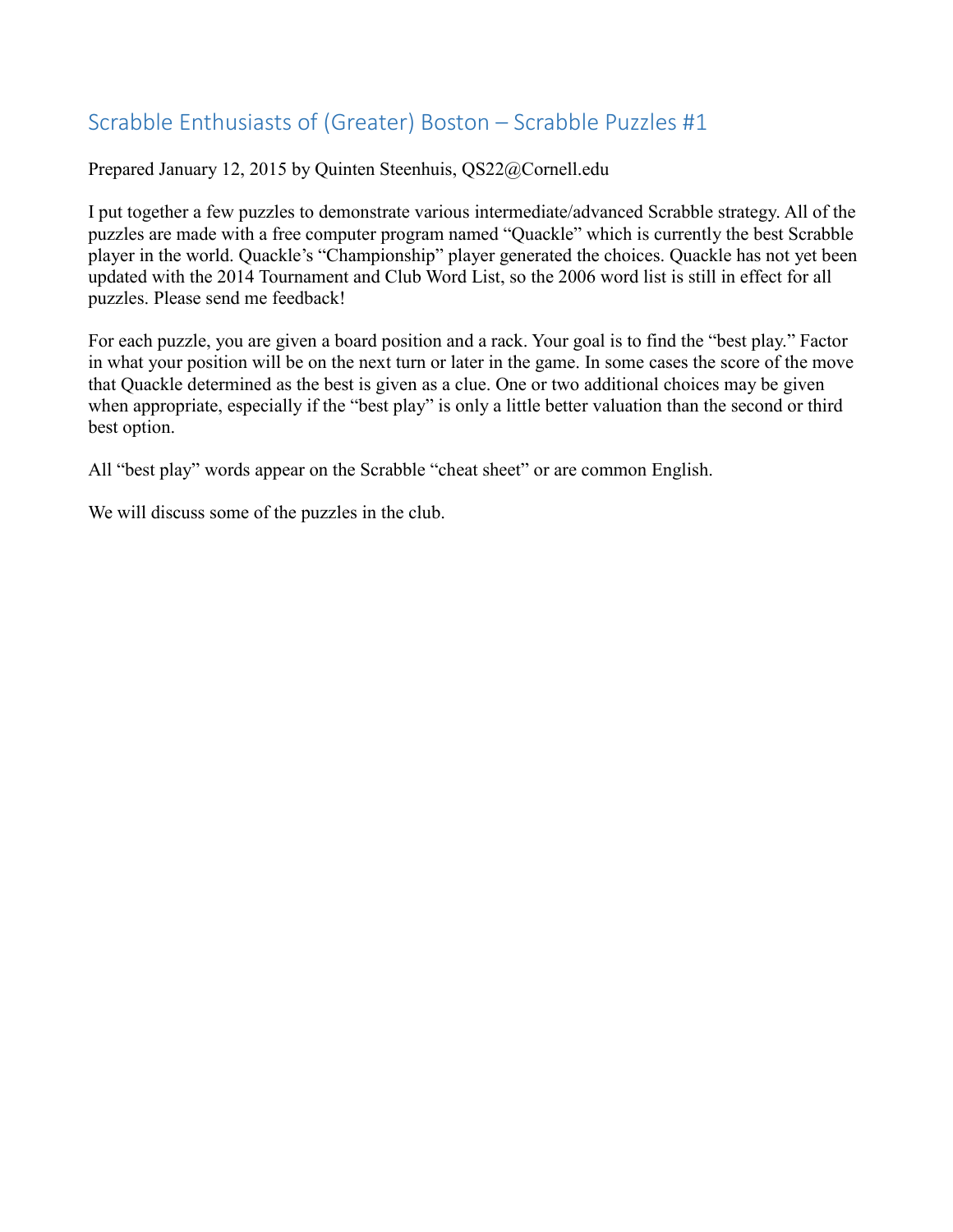# Scrabble Enthusiasts of (Greater) Boston – Scrabble Puzzles #1

Prepared January 12, 2015 by Quinten Steenhuis, QS22@Cornell.edu

I put together a few puzzles to demonstrate various intermediate/advanced Scrabble strategy. All of the puzzles are made with a free computer program named "Quackle" which is currently the best Scrabble player in the world. Quackle's "Championship" player generated the choices. Quackle has not yet been updated with the 2014 Tournament and Club Word List, so the 2006 word list is still in effect for all puzzles. Please send me feedback!

For each puzzle, you are given a board position and a rack. Your goal is to find the "best play." Factor in what your position will be on the next turn or later in the game. In some cases the score of the move that Quackle determined as the best is given as a clue. One or two additional choices may be given when appropriate, especially if the "best play" is only a little better valuation than the second or third best option.

All "best play" words appear on the Scrabble "cheat sheet" or are common English.

We will discuss some of the puzzles in the club.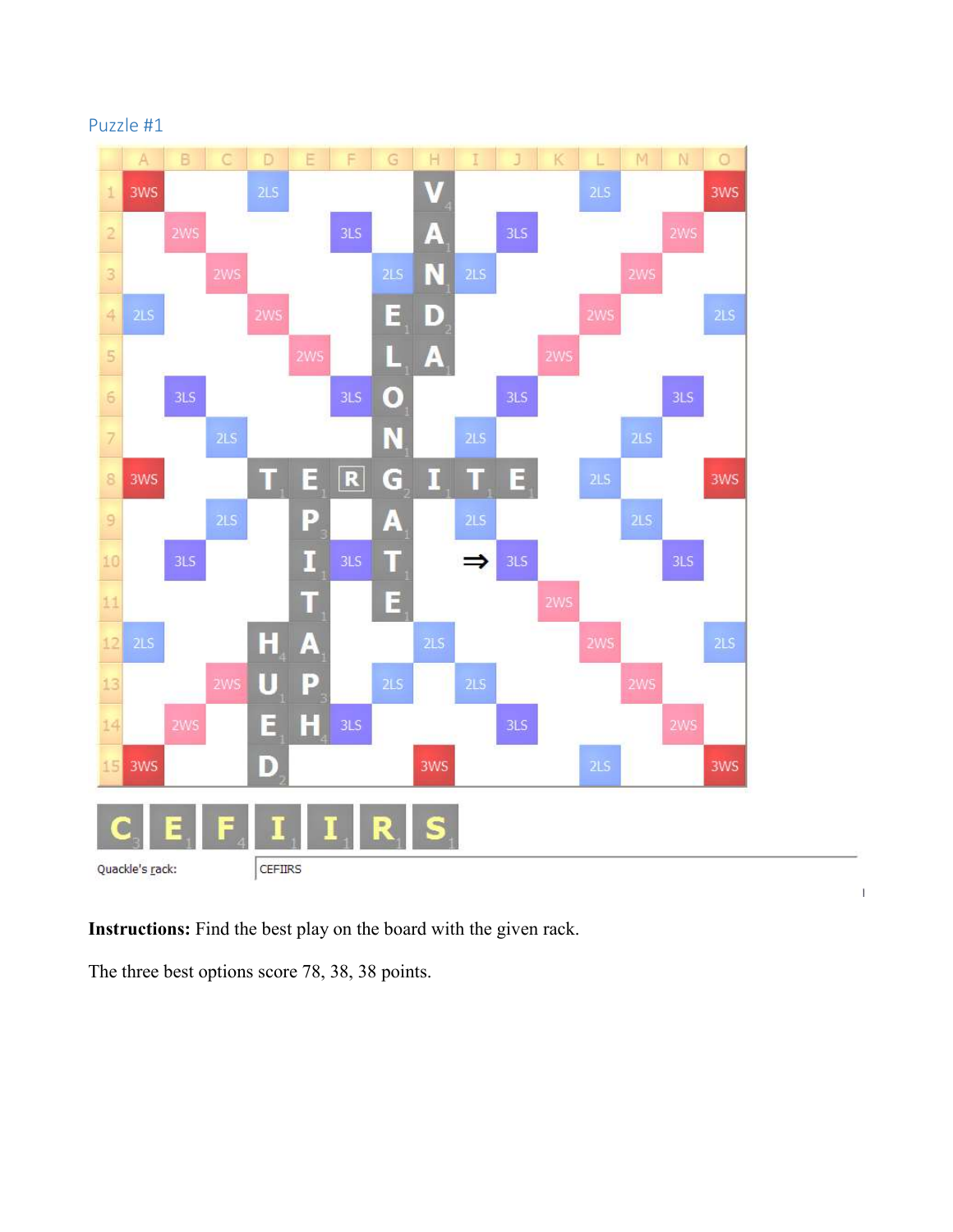## Puzzle #1

Quackle's rack: CEFIIRS

**Instructions:** Find the best play on the board with the given rack.

The three best options score 78, 38, 38 points.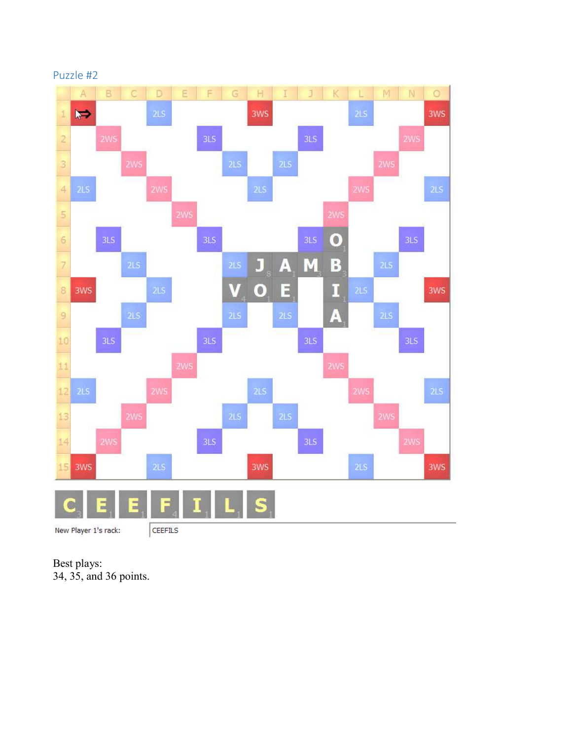## Puzzle #2

|  | A | B | C | D | E | F | G | H | I | J | K | L | M | N | O |
|---|---|---|---|---|---|---|---|---|---|---|---|---|---|---|---|
| 1 | ⇒ |  |  | 2LS |  |  |  | 3WS |  |  |  | 2LS |  |  | 3WS |
| 2 |  | 2WS |  |  |  | 3LS |  |  |  | 3LS |  |  |  | 2WS |  |
| 3 |  |  | 2WS |  |  |  | 2LS |  | 2LS |  |  |  | 2WS |  |  |
| 4 | 2LS |  |  | 2WS |  |  |  | 2LS |  |  |  | 2WS |  |  | 2LS |
| 5 |  |  |  |  | 2WS |  |  |  |  |  | 2WS |  |  |  |  |
| 6 |  | 3LS |  |  |  | 3LS |  |  |  | 3LS | O |  |  | 3LS |  |
| 7 |  |  | 2LS |  |  |  | 2LS | J | A | M | B |  | 2LS |  |  |
| 8 | 3WS |  |  | 2LS |  |  | V | O | E |  | I | 2LS |  |  | 3WS |
| 9 |  |  | 2LS |  |  |  | 2LS |  | 2LS |  | A |  | 2LS |  |  |
| 10 |  | 3LS |  |  |  | 3LS |  |  |  | 3LS |  |  |  | 3LS |  |
| 11 |  |  |  |  | 2WS |  |  |  |  |  | 2WS |  |  |  |  |
| 12 | 2LS |  |  | 2WS |  |  |  | 2LS |  |  |  | 2WS |  |  | 2LS |
| 13 |  |  | 2WS |  |  |  | 2LS |  | 2LS |  |  |  | 2WS |  |  |
| 14 |  | 2WS |  |  |  | 3LS |  |  |  | 3LS |  |  |  | 2WS |  |
| 15 | 3WS |  |  | 2LS |  |  |  | 3WS |  |  |  | 2LS |  |  | 3WS |

Rack: C E E F I L S

New Player 1's rack: CEEFILS

Best plays:
34, 35, and 36 points.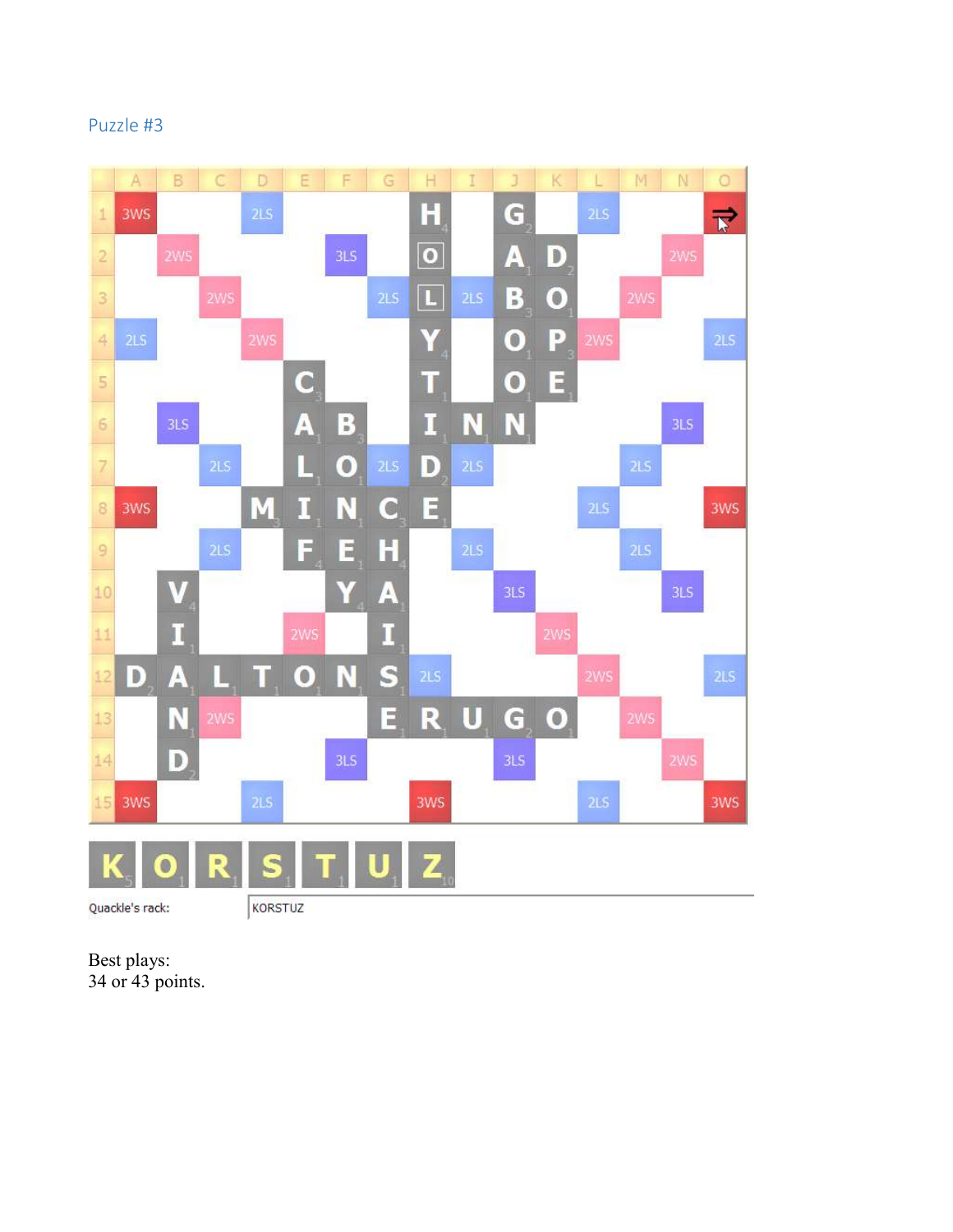## Puzzle #3

Quackle's rack: KORSTUZ

Best plays:
34 or 43 points.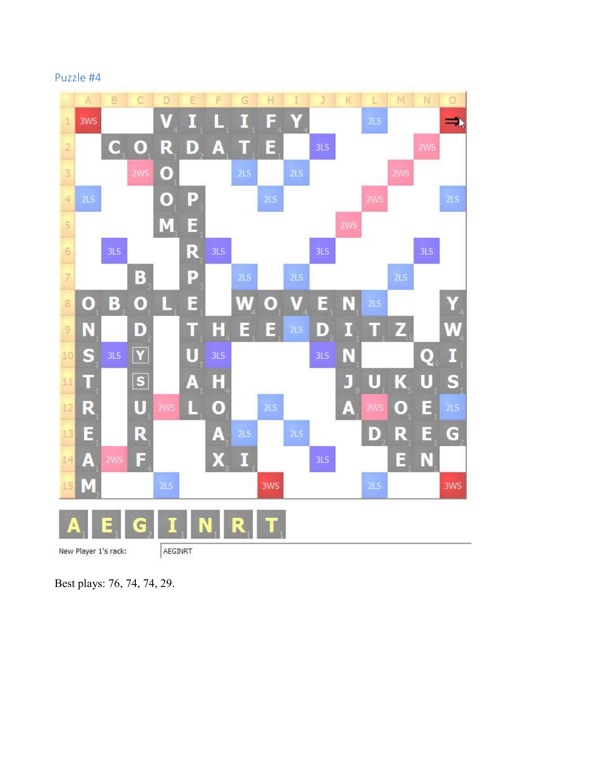## Puzzle #4

|  | A | B | C | D | E | F | G | H | I | J | K | L | M | N | O |
|---|---|---|---|---|---|---|---|---|---|---|---|---|---|---|---|
| 1 | 3WS |  |  | V | I | L | I | F | Y |  |  | 2LS |  |  | ⇒ |
| 2 |  | C | O | R | D | A | T | E |  | 3LS |  |  |  | 2WS |  |
| 3 |  |  | 2WS | O |  |  | 2LS |  | 2LS |  |  |  | 2WS |  |  |
| 4 | 2LS |  |  | O | P |  |  | 2LS |  |  |  | 2WS |  |  | 2LS |
| 5 |  |  |  | M | E |  |  |  |  |  | 2WS |  |  |  |  |
| 6 |  | 3LS |  |  | R | 3LS |  |  |  | 3LS |  |  |  | 3LS |  |
| 7 |  |  | B |  | P |  | 2LS |  | 2LS |  |  |  | 2LS |  |  |
| 8 | O | B | O | L | E |  | W | O | V | E | N | 2LS |  |  | Y |
| 9 | N |  | D |  | T | H | E | E | 2LS | D | I | T | Z |  | W |
| 10 | S | 3LS | Y |  | U | 3LS |  |  |  | 3LS | N |  |  | Q | I |
| 11 | T |  | S |  | A | H |  |  |  |  | J | U | K | U | S |
| 12 | R |  | U | 2WS | L | O |  | 2LS |  |  | A | 2WS | O | E | 2LS |
| 13 | E |  | R |  |  | A | 2LS |  | 2LS |  |  | D | R | E | G |
| 14 | A | 2WS | F |  |  | X | I |  |  | 3LS |  |  | E | N |  |
| 15 | M |  |  | 2LS |  |  |  | 3WS |  |  |  | 2LS |  |  | 3WS |

A E G I N R T

New Player 1's rack: AEGINRT

Best plays: 76, 74, 74, 29.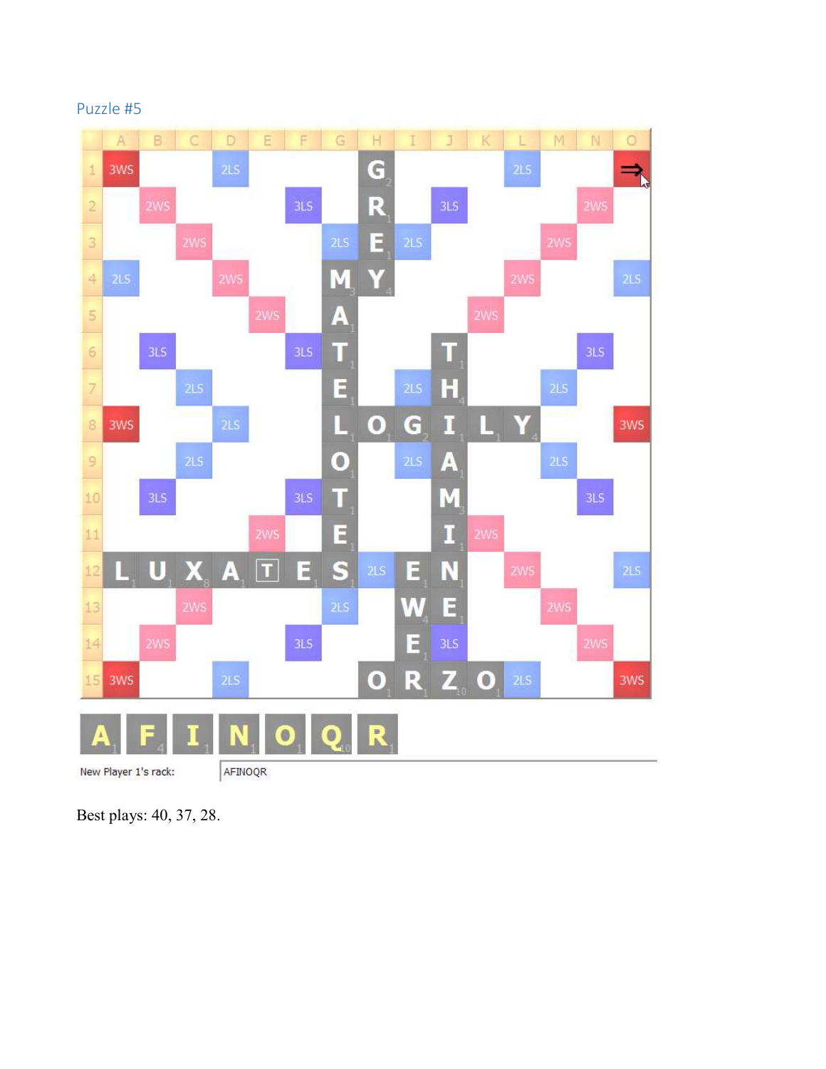## Puzzle #5

| | A | B | C | D | E | F | G | H | I | J | K | L | M | N | O |
|---|---|---|---|---|---|---|---|---|---|---|---|---|---|---|---|
| 1 | 3WS | | | 2LS | | | | G | | | | 2LS | | | ⇒ |
| 2 | | 2WS | | | | 3LS | | R | | 3LS | | | | 2WS | |
| 3 | | | 2WS | | | | 2LS | E | 2LS | | | | 2WS | | |
| 4 | 2LS | | | 2WS | | | M | Y | | | | 2WS | | | 2LS |
| 5 | | | | | 2WS | | A | | | | 2WS | | | | |
| 6 | | 3LS | | | | 3LS | T | | | T | | | | 3LS | |
| 7 | | | 2LS | | | | E | | 2LS | H | | | 2LS | | |
| 8 | 3WS | | | 2LS | | | L | O | G | I | L | Y | | | 3WS |
| 9 | | | 2LS | | | | O | | 2LS | A | | | 2LS | | |
| 10 | | 3LS | | | | 3LS | T | | | M | | | | 3LS | |
| 11 | | | | | 2WS | | E | | | I | 2WS | | | | |
| 12 | L | U | X | A | T | E | S | 2LS | E | N | | 2WS | | | 2LS |
| 13 | | | 2WS | | | | 2LS | | W | E | | | 2WS | | |
| 14 | | 2WS | | | | 3LS | | | E | 3LS | | | | 2WS | |
| 15 | 3WS | | | 2LS | | | | O | R | Z | O | 2LS | | | 3WS |

A F I N O Q R

New Player 1's rack: AFINOQR

Best plays: 40, 37, 28.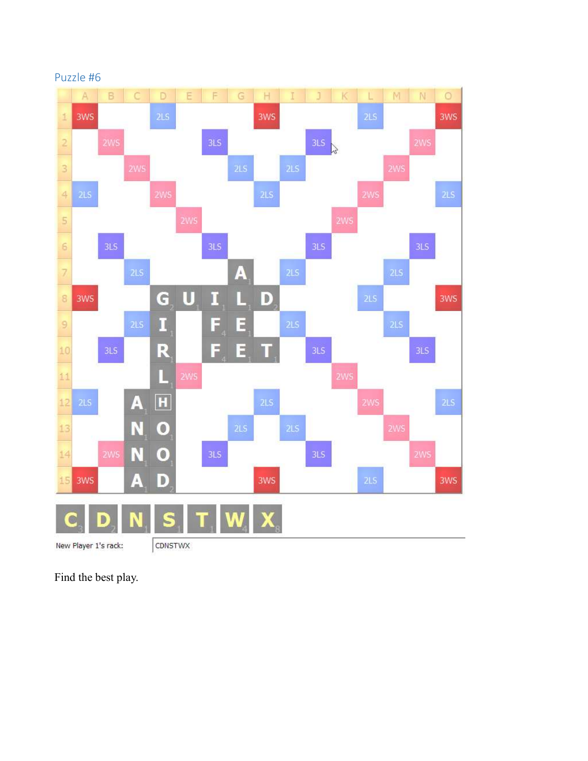## Puzzle #6

New Player 1's rack: CDNSTWX

Find the best play.